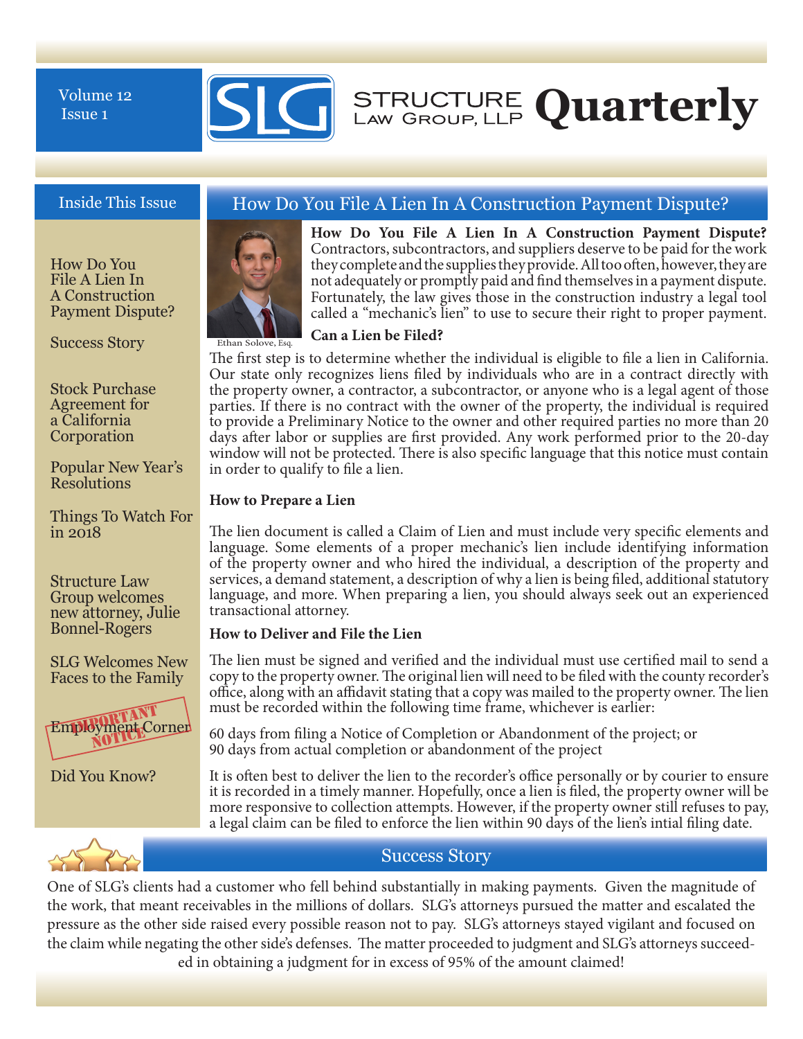# STRUCTURE LAW GROUP, LLP Quarterly

Volume 12
Issue 1

## Inside This Issue

- How Do You File A Lien In A Construction Payment Dispute?
- Success Story
- Stock Purchase Agreement for a California Corporation
- Popular New Year's Resolutions
- Things To Watch For in 2018
- Structure Law Group welcomes new attorney, Julie Bonnel-Rogers
- SLG Welcomes New Faces to the Family
- IMPORTANT NOTICE Employment Corner
- Did You Know?

## How Do You File A Lien In A Construction Payment Dispute?

Ethan Solove, Esq.

**How Do You File A Lien In A Construction Payment Dispute?** Contractors, subcontractors, and suppliers deserve to be paid for the work they complete and the supplies they provide. All too often, however, they are not adequately or promptly paid and find themselves in a payment dispute. Fortunately, the law gives those in the construction industry a legal tool called a "mechanic's lien" to use to secure their right to proper payment.

**Can a Lien be Filed?**

The first step is to determine whether the individual is eligible to file a lien in California. Our state only recognizes liens filed by individuals who are in a contract directly with the property owner, a contractor, a subcontractor, or anyone who is a legal agent of those parties. If there is no contract with the owner of the property, the individual is required to provide a Preliminary Notice to the owner and other required parties no more than 20 days after labor or supplies are first provided. Any work performed prior to the 20-day window will not be protected. There is also specific language that this notice must contain in order to qualify to file a lien.

**How to Prepare a Lien**

The lien document is called a Claim of Lien and must include very specific elements and language. Some elements of a proper mechanic's lien include identifying information of the property owner and who hired the individual, a description of the property and services, a demand statement, a description of why a lien is being filed, additional statutory language, and more. When preparing a lien, you should always seek out an experienced transactional attorney.

**How to Deliver and File the Lien**

The lien must be signed and verified and the individual must use certified mail to send a copy to the property owner. The original lien will need to be filed with the county recorder's office, along with an affidavit stating that a copy was mailed to the property owner. The lien must be recorded within the following time frame, whichever is earlier:

60 days from filing a Notice of Completion or Abandonment of the project; or
90 days from actual completion or abandonment of the project

It is often best to deliver the lien to the recorder's office personally or by courier to ensure it is recorded in a timely manner. Hopefully, once a lien is filed, the property owner will be more responsive to collection attempts. However, if the property owner still refuses to pay, a legal claim can be filed to enforce the lien within 90 days of the lien's intial filing date.

## Success Story

One of SLG's clients had a customer who fell behind substantially in making payments. Given the magnitude of the work, that meant receivables in the millions of dollars. SLG's attorneys pursued the matter and escalated the pressure as the other side raised every possible reason not to pay. SLG's attorneys stayed vigilant and focused on the claim while negating the other side's defenses. The matter proceeded to judgment and SLG's attorneys succeeded in obtaining a judgment for in excess of 95% of the amount claimed!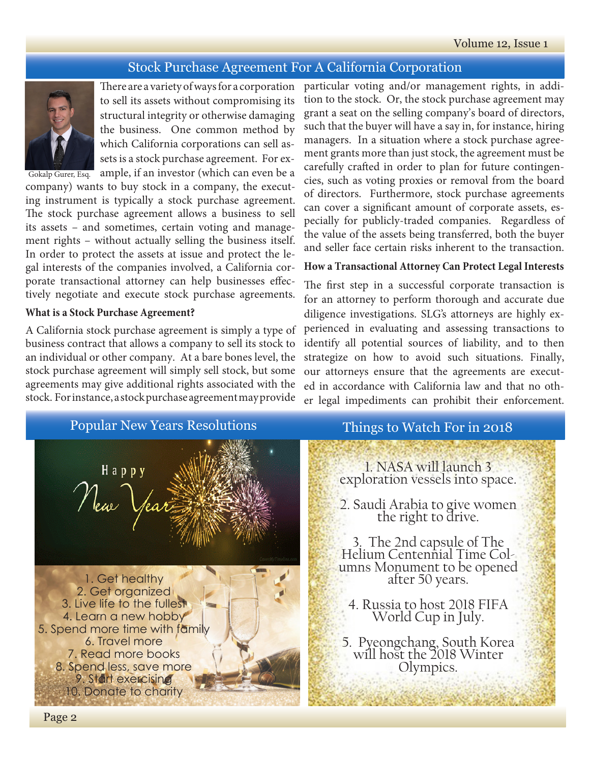## Stock Purchase Agreement For A California Corporation

Gokalp Gurer, Esq.

There are a variety of ways for a corporation to sell its assets without compromising its structural integrity or otherwise damaging the business. One common method by which California corporations can sell assets is a stock purchase agreement. For example, if an investor (which can even be a company) wants to buy stock in a company, the executing instrument is typically a stock purchase agreement. The stock purchase agreement allows a business to sell its assets – and sometimes, certain voting and management rights – without actually selling the business itself. In order to protect the assets at issue and protect the legal interests of the companies involved, a California corporate transactional attorney can help businesses effectively negotiate and execute stock purchase agreements.

### What is a Stock Purchase Agreement?

A California stock purchase agreement is simply a type of business contract that allows a company to sell its stock to an individual or other company. At a bare bones level, the stock purchase agreement will simply sell stock, but some agreements may give additional rights associated with the stock. For instance, a stock purchase agreement may provide particular voting and/or management rights, in addition to the stock. Or, the stock purchase agreement may grant a seat on the selling company's board of directors, such that the buyer will have a say in, for instance, hiring managers. In a situation where a stock purchase agreement grants more than just stock, the agreement must be carefully crafted in order to plan for future contingencies, such as voting proxies or removal from the board of directors. Furthermore, stock purchase agreements can cover a significant amount of corporate assets, especially for publicly-traded companies. Regardless of the value of the assets being transferred, both the buyer and seller face certain risks inherent to the transaction.

### How a Transactional Attorney Can Protect Legal Interests

The first step in a successful corporate transaction is for an attorney to perform thorough and accurate due diligence investigations. SLG's attorneys are highly experienced in evaluating and assessing transactions to identify all potential sources of liability, and to then strategize on how to avoid such situations. Finally, our attorneys ensure that the agreements are executed in accordance with California law and that no other legal impediments can prohibit their enforcement.

## Popular New Years Resolutions

Happy New Year

1. Get healthy
2. Get organized
3. Live life to the fullest
4. Learn a new hobby
5. Spend more time with family
6. Travel more
7. Read more books
8. Spend less, save more
9. Start exercising
10. Donate to charity

## Things to Watch For in 2018

1. NASA will launch 3 exploration vessels into space.
2. Saudi Arabia to give women the right to drive.
3. The 2nd capsule of The Helium Centennial Time Columns Monument to be opened after 50 years.
4. Russia to host 2018 FIFA World Cup in July.
5. Pyeongchang, South Korea will host the 2018 Winter Olympics.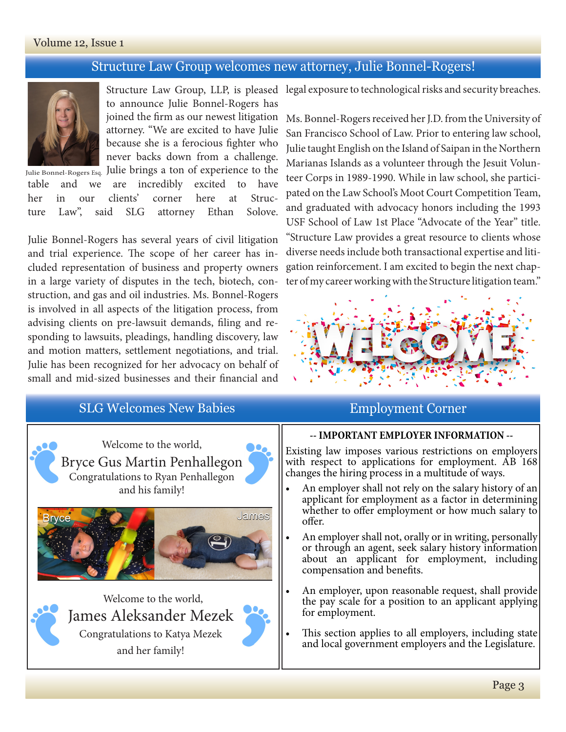## Structure Law Group welcomes new attorney, Julie Bonnel-Rogers!

Julie Bonnel-Rogers Esq.

Structure Law Group, LLP, is pleased to announce Julie Bonnel-Rogers has joined the firm as our newest litigation attorney. "We are excited to have Julie because she is a ferocious fighter who never backs down from a challenge. Julie brings a ton of experience to the table and we are incredibly excited to have her in our clients' corner here at Structure Law", said SLG attorney Ethan Solove.

Julie Bonnel-Rogers has several years of civil litigation and trial experience. The scope of her career has included representation of business and property owners in a large variety of disputes in the tech, biotech, construction, and gas and oil industries. Ms. Bonnel-Rogers is involved in all aspects of the litigation process, from advising clients on pre-lawsuit demands, filing and responding to lawsuits, pleadings, handling discovery, law and motion matters, settlement negotiations, and trial. Julie has been recognized for her advocacy on behalf of small and mid-sized businesses and their financial and legal exposure to technological risks and security breaches.

Ms. Bonnel-Rogers received her J.D. from the University of San Francisco School of Law. Prior to entering law school, Julie taught English on the Island of Saipan in the Northern Marianas Islands as a volunteer through the Jesuit Volunteer Corps in 1989-1990. While in law school, she participated on the Law School's Moot Court Competition Team, and graduated with advocacy honors including the 1993 USF School of Law 1st Place "Advocate of the Year" title. "Structure Law provides a great resource to clients whose diverse needs include both transactional expertise and litigation reinforcement. I am excited to begin the next chapter of my career working with the Structure litigation team."

WELCOME

## SLG Welcomes New Babies

Welcome to the world,

**Bryce Gus Martin Penhallegon**

Congratulations to Ryan Penhallegon and his family!

Bryce | James

Welcome to the world,

**James Aleksander Mezek**

Congratulations to Katya Mezek and her family!

## Employment Corner

**-- IMPORTANT EMPLOYER INFORMATION --**

Existing law imposes various restrictions on employers with respect to applications for employment. AB 168 changes the hiring process in a multitude of ways.

- An employer shall not rely on the salary history of an applicant for employment as a factor in determining whether to offer employment or how much salary to offer.
- An employer shall not, orally or in writing, personally or through an agent, seek salary history information about an applicant for employment, including compensation and benefits.
- An employer, upon reasonable request, shall provide the pay scale for a position to an applicant applying for employment.
- This section applies to all employers, including state and local government employers and the Legislature.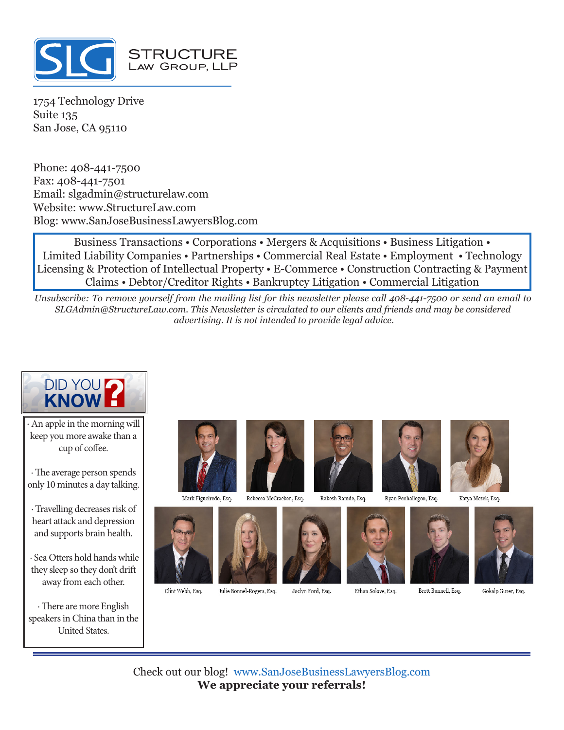**STRUCTURE**
LAW GROUP, LLP

1754 Technology Drive
Suite 135
San Jose, CA 95110

Phone: 408-441-7500
Fax: 408-441-7501
Email: slgadmin@structurelaw.com
Website: www.StructureLaw.com
Blog: www.SanJoseBusinessLawyersBlog.com

Business Transactions • Corporations • Mergers & Acquisitions • Business Litigation • Limited Liability Companies • Partnerships • Commercial Real Estate • Employment • Technology Licensing & Protection of Intellectual Property • E-Commerce • Construction Contracting & Payment Claims • Debtor/Creditor Rights • Bankruptcy Litigation • Commercial Litigation

*Unsubscribe: To remove yourself from the mailing list for this newsletter please call 408-441-7500 or send an email to SLGAdmin@StructureLaw.com. This Newsletter is circulated to our clients and friends and may be considered advertising. It is not intended to provide legal advice.*

## DID YOU KNOW?

· An apple in the morning will keep you more awake than a cup of coffee.

· The average person spends only 10 minutes a day talking.

· Travelling decreases risk of heart attack and depression and supports brain health.

· Sea Otters hold hands while they sleep so they don't drift away from each other.

· There are more English speakers in China than in the United States.

Mark Figueiredo, Esq. · Rebecca McCracken, Esq. · Rakesh Ramde, Esq. · Ryan Penhallegon, Esq. · Katya Mezek, Esq.

Clint Webb, Esq. · Julie Bonnel-Rogers, Esq. · Jaclyn Ford, Esq. · Ethan Solove, Esq. · Brett Bunnell, Esq. · Gokalp Gurer, Esq.

Check out our blog! www.SanJoseBusinessLawyersBlog.com
**We appreciate your referrals!**